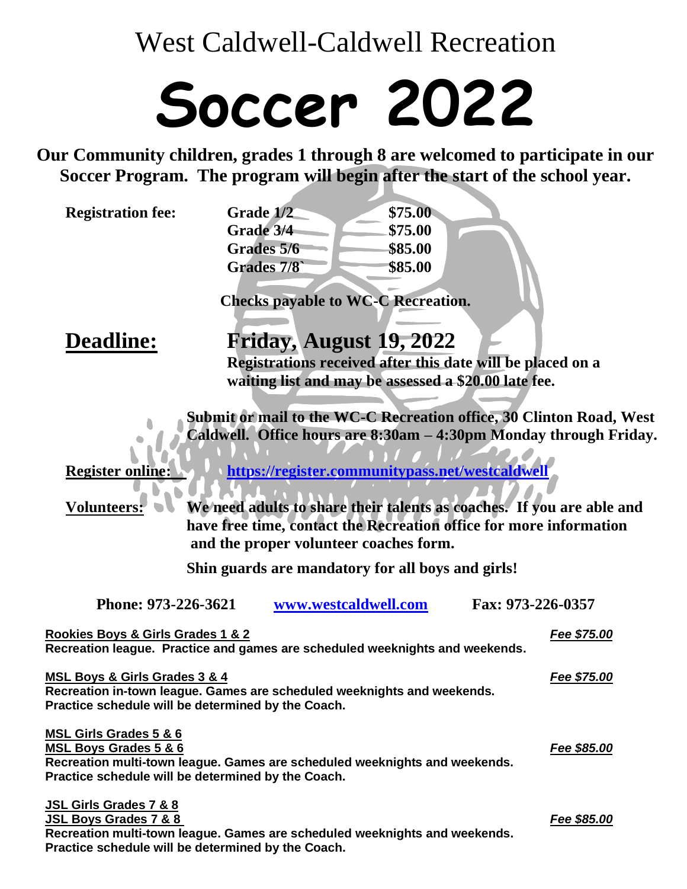West Caldwell-Caldwell Recreation

# Soccer 2022

**Our Community children, grades 1 through 8 are welcomed to participate in our Soccer Program. The program will begin after the start of the school year.**

| **Registration fee:** | **Grade 1/2** | **$75.00** |
|---|---|---|
| | **Grade 3/4** | **$75.00** |
| | **Grades 5/6** | **$85.00** |
| | **Grades 7/8`** | **$85.00** |

**Checks payable to WC-C Recreation.**

## Deadline: Friday, August 19, 2022

**Registrations received after this date will be placed on a waiting list and may be assessed a $20.00 late fee.**

**Submit or mail to the WC-C Recreation office, 30 Clinton Road, West Caldwell. Office hours are 8:30am – 4:30pm Monday through Friday.**

**Register online:** **https://register.communitypass.net/westcaldwell**

**Volunteers:** **We need adults to share their talents as coaches. If you are able and have free time, contact the Recreation office for more information and the proper volunteer coaches form.**

**Shin guards are mandatory for all boys and girls!**

**Phone: 973-226-3621** **www.westcaldwell.com** **Fax: 973-226-0357**

**Rookies Boys & Girls Grades 1 & 2** — ***Fee $75.00***
**Recreation league. Practice and games are scheduled weeknights and weekends.**

**MSL Boys & Girls Grades 3 & 4** — ***Fee $75.00***
**Recreation in-town league. Games are scheduled weeknights and weekends. Practice schedule will be determined by the Coach.**

**MSL Girls Grades 5 & 6**
**MSL Boys Grades 5 & 6** — ***Fee $85.00***
**Recreation multi-town league. Games are scheduled weeknights and weekends. Practice schedule will be determined by the Coach.**

**JSL Girls Grades 7 & 8**
**JSL Boys Grades 7 & 8** — ***Fee $85.00***
**Recreation multi-town league. Games are scheduled weeknights and weekends. Practice schedule will be determined by the Coach.**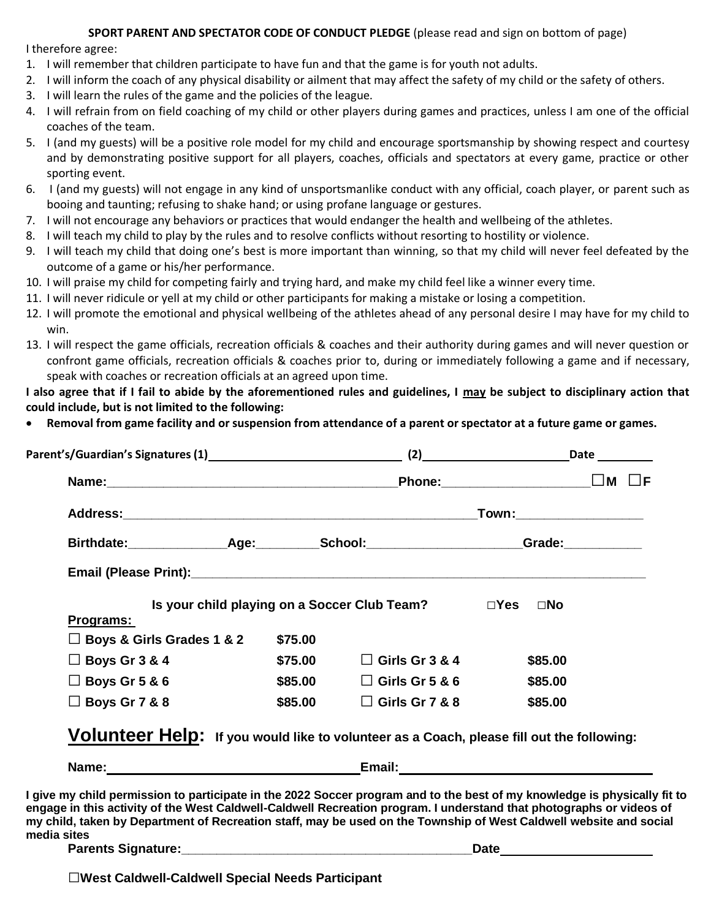**SPORT PARENT AND SPECTATOR CODE OF CONDUCT PLEDGE** (please read and sign on bottom of page)

I therefore agree:

1. I will remember that children participate to have fun and that the game is for youth not adults.
2. I will inform the coach of any physical disability or ailment that may affect the safety of my child or the safety of others.
3. I will learn the rules of the game and the policies of the league.
4. I will refrain from on field coaching of my child or other players during games and practices, unless I am one of the official coaches of the team.
5. I (and my guests) will be a positive role model for my child and encourage sportsmanship by showing respect and courtesy and by demonstrating positive support for all players, coaches, officials and spectators at every game, practice or other sporting event.
6. I (and my guests) will not engage in any kind of unsportsmanlike conduct with any official, coach player, or parent such as booing and taunting; refusing to shake hand; or using profane language or gestures.
7. I will not encourage any behaviors or practices that would endanger the health and wellbeing of the athletes.
8. I will teach my child to play by the rules and to resolve conflicts without resorting to hostility or violence.
9. I will teach my child that doing one's best is more important than winning, so that my child will never feel defeated by the outcome of a game or his/her performance.
10. I will praise my child for competing fairly and trying hard, and make my child feel like a winner every time.
11. I will never ridicule or yell at my child or other participants for making a mistake or losing a competition.
12. I will promote the emotional and physical wellbeing of the athletes ahead of any personal desire I may have for my child to win.
13. I will respect the game officials, recreation officials & coaches and their authority during games and will never question or confront game officials, recreation officials & coaches prior to, during or immediately following a game and if necessary, speak with coaches or recreation officials at an agreed upon time.

**I also agree that if I fail to abide by the aforementioned rules and guidelines, I <u>may</u> be subject to disciplinary action that could include, but is not limited to the following:**

- **Removal from game facility and or suspension from attendance of a parent or spectator at a future game or games.**

**Parent's/Guardian's Signatures (1)** ______________________ **(2)** ____________________ **Date** ________

**Name:** ________________________________ **Phone:** ____________________ ☐ **M** ☐ **F**

**Address:** ________________________________________ **Town:** ________________

**Birthdate:** ______________ **Age:** _________ **School:** ____________________ **Grade:** ___________

**Email (Please Print):** ________________________________________________________________

**Is your child playing on a Soccer Club Team?** ☐ **Yes** ☐ **No**

**Programs:**

| | | | |
|---|---|---|---|
| ☐ **Boys & Girls Grades 1 & 2** | **$75.00** | | |
| ☐ **Boys Gr 3 & 4** | **$75.00** | ☐ **Girls Gr 3 & 4** | **$85.00** |
| ☐ **Boys Gr 5 & 6** | **$85.00** | ☐ **Girls Gr 5 & 6** | **$85.00** |
| ☐ **Boys Gr 7 & 8** | **$85.00** | ☐ **Girls Gr 7 & 8** | **$85.00** |

## Volunteer Help: **If you would like to volunteer as a Coach, please fill out the following:**

**Name:** ______________________________ **Email:** ______________________________

**I give my child permission to participate in the 2022 Soccer program and to the best of my knowledge is physically fit to engage in this activity of the West Caldwell-Caldwell Recreation program. I understand that photographs or videos of my child, taken by Department of Recreation staff, may be used on the Township of West Caldwell website and social media sites**

**Parents Signature:** ________________________________________ **Date** ____________________

☐ **West Caldwell-Caldwell Special Needs Participant**